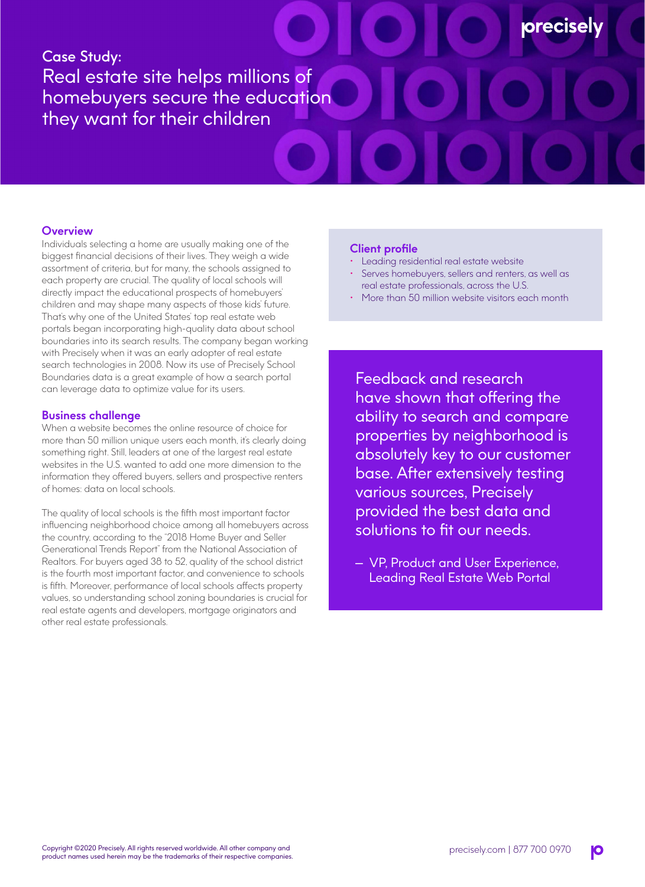Case Study:

# Real estate site helps millions of homebuyers secure the education they want for their children

## Overview

Individuals selecting a home are usually making one of the biggest financial decisions of their lives. They weigh a wide assortment of criteria, but for many, the schools assigned to each property are crucial. The quality of local schools will directly impact the educational prospects of homebuyers' children and may shape many aspects of those kids' future. That's why one of the United States' top real estate web portals began incorporating high-quality data about school boundaries into its search results. The company began working with Precisely when it was an early adopter of real estate search technologies in 2008. Now its use of Precisely School Boundaries data is a great example of how a search portal can leverage data to optimize value for its users.

## Business challenge

When a website becomes the online resource of choice for more than 50 million unique users each month, it's clearly doing something right. Still, leaders at one of the largest real estate websites in the U.S. wanted to add one more dimension to the information they offered buyers, sellers and prospective renters of homes: data on local schools.

The quality of local schools is the fifth most important factor influencing neighborhood choice among all homebuyers across the country, according to the "2018 Home Buyer and Seller Generational Trends Report" from the National Association of Realtors. For buyers aged 38 to 52, quality of the school district is the fourth most important factor, and convenience to schools is fifth. Moreover, performance of local schools affects property values, so understanding school zoning boundaries is crucial for real estate agents and developers, mortgage originators and other real estate professionals.

## Client profile

- Leading residential real estate website
- Serves homebuyers, sellers and renters, as well as real estate professionals, across the U.S.
- More than 50 million website visitors each month

> Feedback and research have shown that offering the ability to search and compare properties by neighborhood is absolutely key to our customer base. After extensively testing various sources, Precisely provided the best data and solutions to fit our needs.
>
> — VP, Product and User Experience, Leading Real Estate Web Portal

Copyright ©2020 Precisely. All rights reserved worldwide. All other company and product names used herein may be the trademarks of their respective companies.

precisely.com | 877 700 0970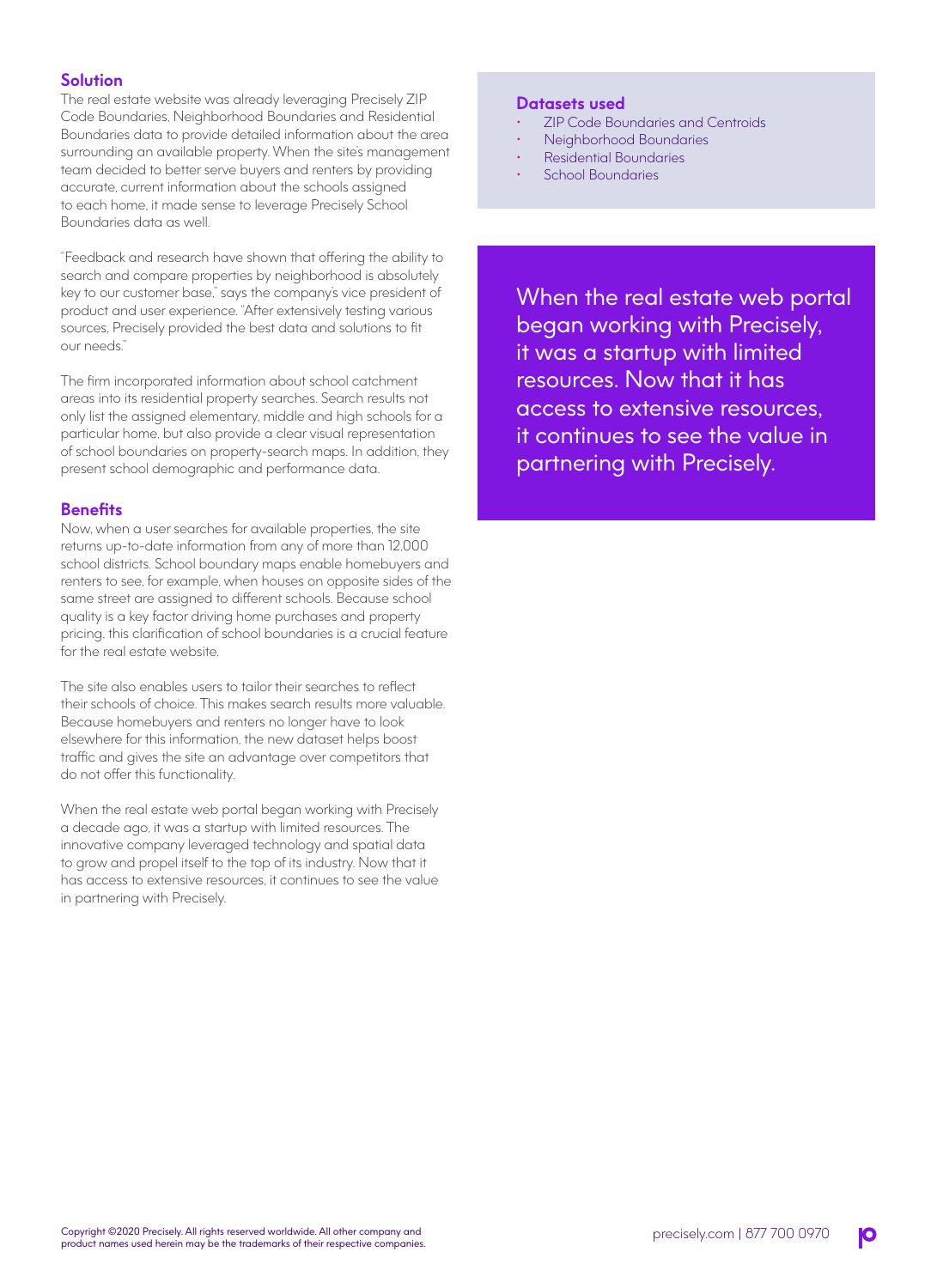## Solution

The real estate website was already leveraging Precisely ZIP Code Boundaries, Neighborhood Boundaries and Residential Boundaries data to provide detailed information about the area surrounding an available property. When the site's management team decided to better serve buyers and renters by providing accurate, current information about the schools assigned to each home, it made sense to leverage Precisely School Boundaries data as well.

"Feedback and research have shown that offering the ability to search and compare properties by neighborhood is absolutely key to our customer base," says the company's vice president of product and user experience. "After extensively testing various sources, Precisely provided the best data and solutions to fit our needs."

The firm incorporated information about school catchment areas into its residential property searches. Search results not only list the assigned elementary, middle and high schools for a particular home, but also provide a clear visual representation of school boundaries on property-search maps. In addition, they present school demographic and performance data.

## Benefits

Now, when a user searches for available properties, the site returns up-to-date information from any of more than 12,000 school districts. School boundary maps enable homebuyers and renters to see, for example, when houses on opposite sides of the same street are assigned to different schools. Because school quality is a key factor driving home purchases and property pricing, this clarification of school boundaries is a crucial feature for the real estate website.

The site also enables users to tailor their searches to reflect their schools of choice. This makes search results more valuable. Because homebuyers and renters no longer have to look elsewhere for this information, the new dataset helps boost traffic and gives the site an advantage over competitors that do not offer this functionality.

When the real estate web portal began working with Precisely a decade ago, it was a startup with limited resources. The innovative company leveraged technology and spatial data to grow and propel itself to the top of its industry. Now that it has access to extensive resources, it continues to see the value in partnering with Precisely.

### Datasets used

- ZIP Code Boundaries and Centroids
- Neighborhood Boundaries
- Residential Boundaries
- School Boundaries

When the real estate web portal began working with Precisely, it was a startup with limited resources. Now that it has access to extensive resources, it continues to see the value in partnering with Precisely.

Copyright ©2020 Precisely. All rights reserved worldwide. All other company and product names used herein may be the trademarks of their respective companies.

precisely.com | 877 700 0970